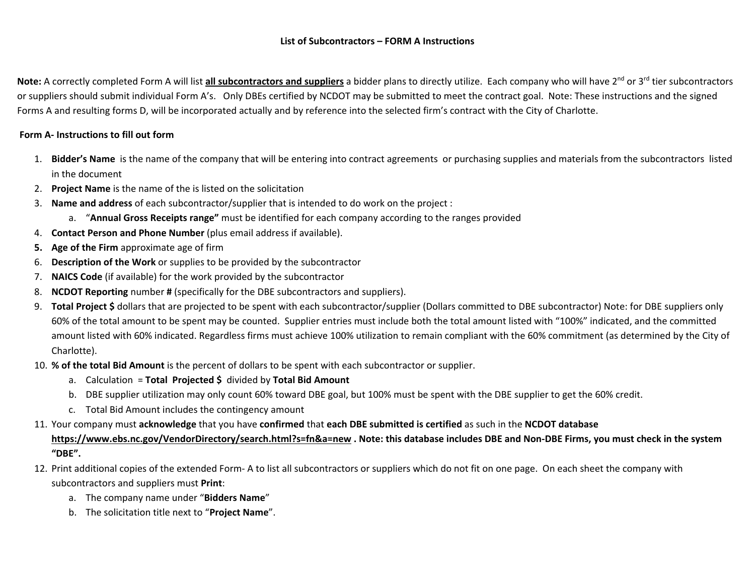# List of Subcontractors – FORM A Instructions

**Note:** A correctly completed Form A will list **<u>all subcontractors and suppliers</u>** a bidder plans to directly utilize. Each company who will have 2nd or 3rd tier subcontractors or suppliers should submit individual Form A's. Only DBEs certified by NCDOT may be submitted to meet the contract goal. Note: These instructions and the signed Forms A and resulting forms D, will be incorporated actually and by reference into the selected firm's contract with the City of Charlotte.

**Form A- Instructions to fill out form**

1. **Bidder's Name** is the name of the company that will be entering into contract agreements or purchasing supplies and materials from the subcontractors listed in the document
2. **Project Name** is the name of the is listed on the solicitation
3. **Name and address** of each subcontractor/supplier that is intended to do work on the project :
   a. "**Annual Gross Receipts range"** must be identified for each company according to the ranges provided
4. **Contact Person and Phone Number** (plus email address if available).
5. **Age of the Firm** approximate age of firm
6. **Description of the Work** or supplies to be provided by the subcontractor
7. **NAICS Code** (if available) for the work provided by the subcontractor
8. **NCDOT Reporting** number **#** (specifically for the DBE subcontractors and suppliers).
9. **Total Project $** dollars that are projected to be spent with each subcontractor/supplier (Dollars committed to DBE subcontractor) Note: for DBE suppliers only 60% of the total amount to be spent may be counted. Supplier entries must include both the total amount listed with "100%" indicated, and the committed amount listed with 60% indicated. Regardless firms must achieve 100% utilization to remain compliant with the 60% commitment (as determined by the City of Charlotte).
10. **% of the total Bid Amount** is the percent of dollars to be spent with each subcontractor or supplier.
    a. Calculation = **Total Projected $** divided by **Total Bid Amount**
    b. DBE supplier utilization may only count 60% toward DBE goal, but 100% must be spent with the DBE supplier to get the 60% credit.
    c. Total Bid Amount includes the contingency amount
11. Your company must **acknowledge** that you have **confirmed** that **each DBE submitted is certified** as such in the **NCDOT database <u>https://www.ebs.nc.gov/VendorDirectory/search.html?s=fn&a=new</u> . Note: this database includes DBE and Non-DBE Firms, you must check in the system "DBE".**
12. Print additional copies of the extended Form- A to list all subcontractors or suppliers which do not fit on one page. On each sheet the company with subcontractors and suppliers must **Print**:
    a. The company name under "**Bidders Name**"
    b. The solicitation title next to "**Project Name**".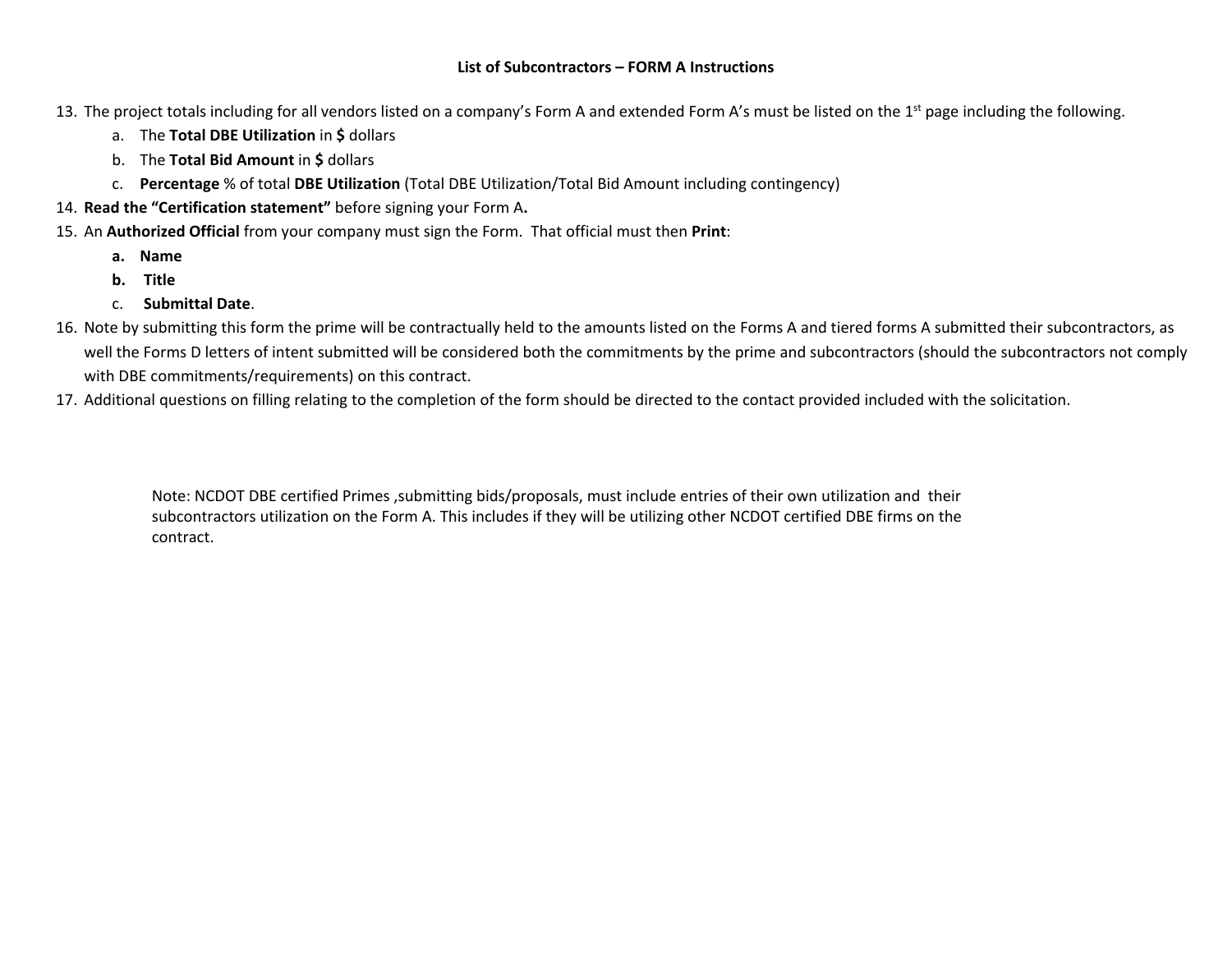**List of Subcontractors – FORM A Instructions**

13. The project totals including for all vendors listed on a company's Form A and extended Form A's must be listed on the 1st page including the following.
    a. The **Total DBE Utilization** in **$** dollars
    b. The **Total Bid Amount** in **$** dollars
    c. **Percentage** % of total **DBE Utilization** (Total DBE Utilization/Total Bid Amount including contingency)
14. **Read the "Certification statement"** before signing your Form A**.**
15. An **Authorized Official** from your company must sign the Form. That official must then **Print**:
    **a. Name**
    **b. Title**
    c. **Submittal Date**.
16. Note by submitting this form the prime will be contractually held to the amounts listed on the Forms A and tiered forms A submitted their subcontractors, as well the Forms D letters of intent submitted will be considered both the commitments by the prime and subcontractors (should the subcontractors not comply with DBE commitments/requirements) on this contract.
17. Additional questions on filling relating to the completion of the form should be directed to the contact provided included with the solicitation.

Note: NCDOT DBE certified Primes ,submitting bids/proposals, must include entries of their own utilization and their subcontractors utilization on the Form A. This includes if they will be utilizing other NCDOT certified DBE firms on the contract.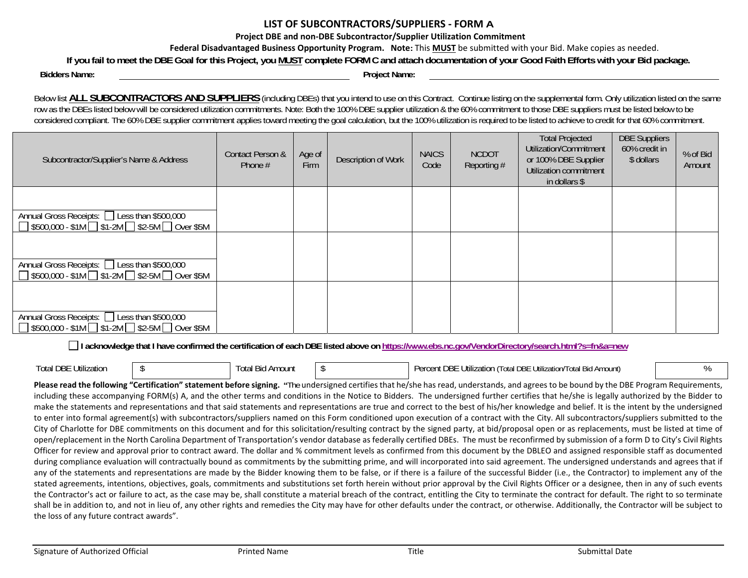# LIST OF SUBCONTRACTORS/SUPPLIERS - FORM A

**Project DBE and non-DBE Subcontractor/Supplier Utilization Commitment**

**Federal Disadvantaged Business Opportunity Program. Note:** This **MUST** be submitted with your Bid. Make copies as needed.

**If you fail to meet the DBE Goal for this Project, you MUST complete FORM C and attach documentation of your Good Faith Efforts with your Bid package.**

**Bidders Name:** ______________________ **Project Name:** ______________________

Below list **ALL SUBCONTRACTORS AND SUPPLIERS** (including DBEs) that you intend to use on this Contract. Continue listing on the supplemental form. Only utilization listed on the same row as the DBEs listed below will be considered utilization commitments. Note: Both the 100% DBE supplier utilization & the 60% commitment to those DBE suppliers must be listed below to be considered compliant. The 60% DBE supplier commitment applies toward meeting the goal calculation, but the 100% utilization is required to be listed to achieve to credit for that 60% commitment.

| Subcontractor/Supplier's Name & Address | Contact Person & Phone # | Age of Firm | Description of Work | NAICS Code | NCDOT Reporting # | Total Projected Utilization/Commitment or 100% DBE Supplier Utilization commitment in dollars $ | DBE Suppliers 60% credit in $ dollars | % of Bid Amount |
|---|---|---|---|---|---|---|---|---|
| <br>Annual Gross Receipts: ☐ Less than $500,000 ☐ $500,000 - $1M ☐ $1-2M ☐ $2-5M ☐ Over $5M | | | | | | | | |
| <br>Annual Gross Receipts: ☐ Less than $500,000 ☐ $500,000 - $1M ☐ $1-2M ☐ $2-5M ☐ Over $5M | | | | | | | | |
| <br>Annual Gross Receipts: ☐ Less than $500,000 ☐ $500,000 - $1M ☐ $1-2M ☐ $2-5M ☐ Over $5M | | | | | | | | |

☐ **I acknowledge that I have confirmed the certification of each DBE listed above on https://www.ebs.nc.gov/VendorDirectory/search.html?s=fn&a=new**

| Total DBE Utilization | $ | Total Bid Amount | $ | Percent DBE Utilization (Total DBE Utilization/Total Bid Amount) | % |
|---|---|---|---|---|---|

**Please read the following "Certification" statement before signing.** "The undersigned certifies that he/she has read, understands, and agrees to be bound by the DBE Program Requirements, including these accompanying FORM(s) A, and the other terms and conditions in the Notice to Bidders. The undersigned further certifies that he/she is legally authorized by the Bidder to make the statements and representations and that said statements and representations are true and correct to the best of his/her knowledge and belief. It is the intent by the undersigned to enter into formal agreement(s) with subcontractors/suppliers named on this Form conditioned upon execution of a contract with the City. All subcontractors/suppliers submitted to the City of Charlotte for DBE commitments on this document and for this solicitation/resulting contract by the signed party, at bid/proposal open or as replacements, must be listed at time of open/replacement in the North Carolina Department of Transportation's vendor database as federally certified DBEs. The must be reconfirmed by submission of a form D to City's Civil Rights Officer for review and approval prior to contract award. The dollar and % commitment levels as confirmed from this document by the DBLEO and assigned responsible staff as documented during compliance evaluation will contractually bound as commitments by the submitting prime, and will incorporated into said agreement. The undersigned understands and agrees that if any of the statements and representations are made by the Bidder knowing them to be false, or if there is a failure of the successful Bidder (i.e., the Contractor) to implement any of the stated agreements, intentions, objectives, goals, commitments and substitutions set forth herein without prior approval by the Civil Rights Officer or a designee, then in any of such events the Contractor's act or failure to act, as the case may be, shall constitute a material breach of the contract, entitling the City to terminate the contract for default. The right to so terminate shall be in addition to, and not in lieu of, any other rights and remedies the City may have for other defaults under the contract, or otherwise. Additionally, the Contractor will be subject to the loss of any future contract awards".

______________________________________________________________________________

Signature of Authorized Official | Printed Name | Title | Submittal Date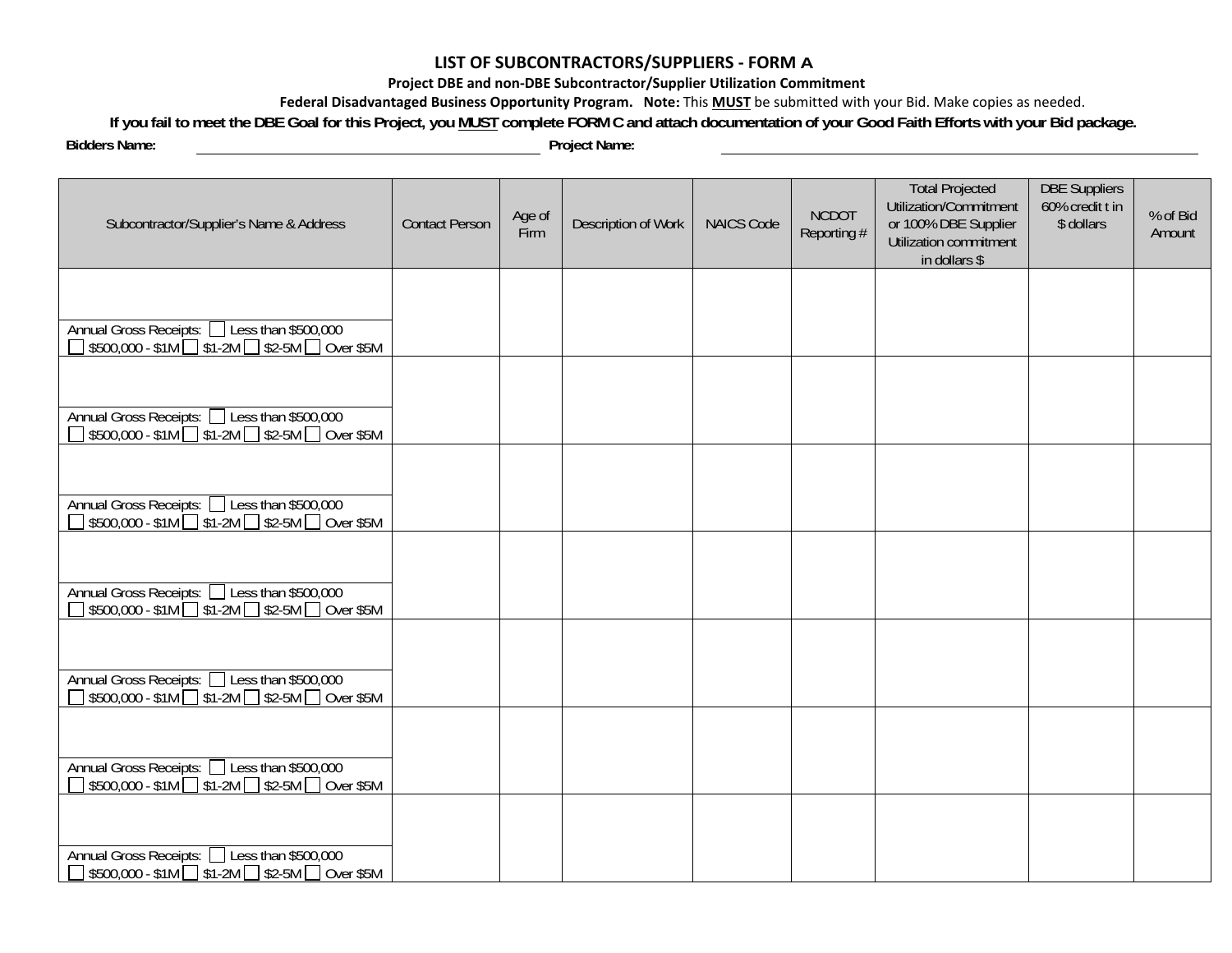# LIST OF SUBCONTRACTORS/SUPPLIERS - FORM A

**Project DBE and non-DBE Subcontractor/Supplier Utilization Commitment**

**Federal Disadvantaged Business Opportunity Program. Note:** This **MUST** be submitted with your Bid. Make copies as needed.

**If you fail to meet the DBE Goal for this Project, you MUST complete FORM C and attach documentation of your Good Faith Efforts with your Bid package.**

**Bidders Name:** ______________________________ **Project Name:** ______________________________

| Subcontractor/Supplier's Name & Address | Contact Person | Age of Firm | Description of Work | NAICS Code | NCDOT Reporting # | Total Projected Utilization/Commitment or 100% DBE Supplier Utilization commitment in dollars $ | DBE Suppliers 60% credit t in $ dollars | % of Bid Amount |
|---|---|---|---|---|---|---|---|---|
| <br>Annual Gross Receipts: ☐ Less than $500,000 ☐ $500,000 - $1M ☐ $1-2M ☐ $2-5M ☐ Over $5M | | | | | | | | |
| <br>Annual Gross Receipts: ☐ Less than $500,000 ☐ $500,000 - $1M ☐ $1-2M ☐ $2-5M ☐ Over $5M | | | | | | | | |
| <br>Annual Gross Receipts: ☐ Less than $500,000 ☐ $500,000 - $1M ☐ $1-2M ☐ $2-5M ☐ Over $5M | | | | | | | | |
| <br>Annual Gross Receipts: ☐ Less than $500,000 ☐ $500,000 - $1M ☐ $1-2M ☐ $2-5M ☐ Over $5M | | | | | | | | |
| <br>Annual Gross Receipts: ☐ Less than $500,000 ☐ $500,000 - $1M ☐ $1-2M ☐ $2-5M ☐ Over $5M | | | | | | | | |
| <br>Annual Gross Receipts: ☐ Less than $500,000 ☐ $500,000 - $1M ☐ $1-2M ☐ $2-5M ☐ Over $5M | | | | | | | | |
| <br>Annual Gross Receipts: ☐ Less than $500,000 ☐ $500,000 - $1M ☐ $1-2M ☐ $2-5M ☐ Over $5M | | | | | | | | |